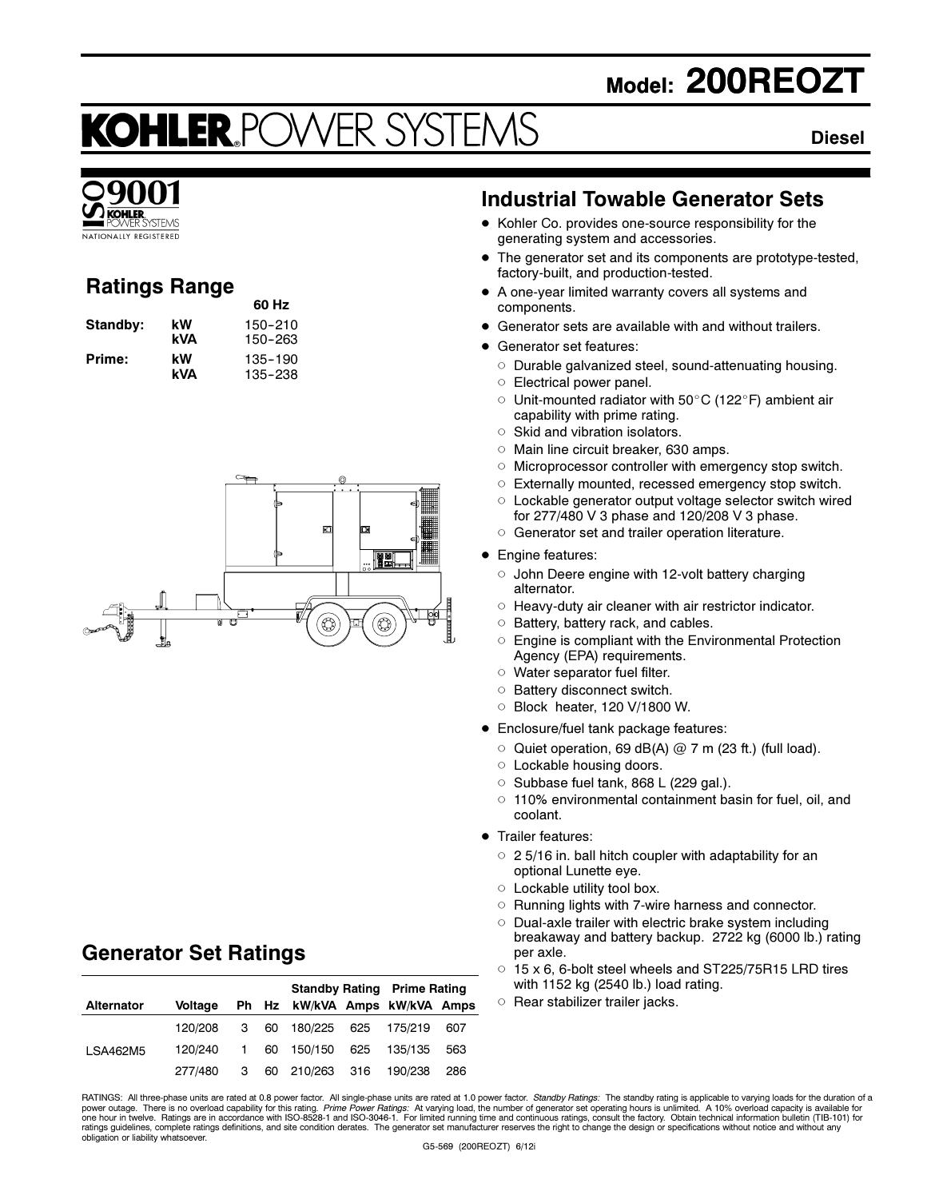# Model: 200REOZT

# KOHLER POWER SYSTEMS

**Diesel**

ISO 9001 KOHLER POWER SYSTEMS NATIONALLY REGISTERED

## Ratings Range

| | | 60 Hz |
|---|---|---|
| **Standby:** | **kW** | 150-210 |
| | **kVA** | 150-263 |
| **Prime:** | **kW** | 135-190 |
| | **kVA** | 135-238 |

## Industrial Towable Generator Sets

- Kohler Co. provides one-source responsibility for the generating system and accessories.
- The generator set and its components are prototype-tested, factory-built, and production-tested.
- A one-year limited warranty covers all systems and components.
- Generator sets are available with and without trailers.
- Generator set features:
  - Durable galvanized steel, sound-attenuating housing.
  - Electrical power panel.
  - Unit-mounted radiator with 50°C (122°F) ambient air capability with prime rating.
  - Skid and vibration isolators.
  - Main line circuit breaker, 630 amps.
  - Microprocessor controller with emergency stop switch.
  - Externally mounted, recessed emergency stop switch.
  - Lockable generator output voltage selector switch wired for 277/480 V 3 phase and 120/208 V 3 phase.
  - Generator set and trailer operation literature.
- Engine features:
  - John Deere engine with 12-volt battery charging alternator.
  - Heavy-duty air cleaner with air restrictor indicator.
  - Battery, battery rack, and cables.
  - Engine is compliant with the Environmental Protection Agency (EPA) requirements.
  - Water separator fuel filter.
  - Battery disconnect switch.
  - Block heater, 120 V/1800 W.
- Enclosure/fuel tank package features:
  - Quiet operation, 69 dB(A) @ 7 m (23 ft.) (full load).
  - Lockable housing doors.
  - Subbase fuel tank, 868 L (229 gal.).
  - 110% environmental containment basin for fuel, oil, and coolant.
- Trailer features:
  - 2 5/16 in. ball hitch coupler with adaptability for an optional Lunette eye.
  - Lockable utility tool box.
  - Running lights with 7-wire harness and connector.
  - Dual-axle trailer with electric brake system including breakaway and battery backup. 2722 kg (6000 lb.) rating per axle.
  - 15 x 6, 6-bolt steel wheels and ST225/75R15 LRD tires with 1152 kg (2540 lb.) load rating.
  - Rear stabilizer trailer jacks.

## Generator Set Ratings

| | | | | Standby Rating | | Prime Rating | |
|---|---|---|---|---|---|---|---|
| **Alternator** | **Voltage** | **Ph** | **Hz** | **kW/kVA** | **Amps** | **kW/kVA** | **Amps** |
| LSA462M5 | 120/208 | 3 | 60 | 180/225 | 625 | 175/219 | 607 |
| | 120/240 | 1 | 60 | 150/150 | 625 | 135/135 | 563 |
| | 277/480 | 3 | 60 | 210/263 | 316 | 190/238 | 286 |

RATINGS: All three-phase units are rated at 0.8 power factor. All single-phase units are rated at 1.0 power factor. *Standby Ratings:* The standby rating is applicable to varying loads for the duration of a power outage. There is no overload capability for this rating. *Prime Power Ratings:* At varying load, the number of generator set operating hours is unlimited. A 10% overload capacity is available for one hour in twelve. Ratings are in accordance with ISO-8528-1 and ISO-3046-1. For limited running time and continuous ratings, consult the factory. Obtain technical information bulletin (TIB-101) for ratings guidelines, complete ratings definitions, and site condition derates. The generator set manufacturer reserves the right to change the design or specifications without notice and without any obligation or liability whatsoever.

G5-569 (200REOZT) 6/12i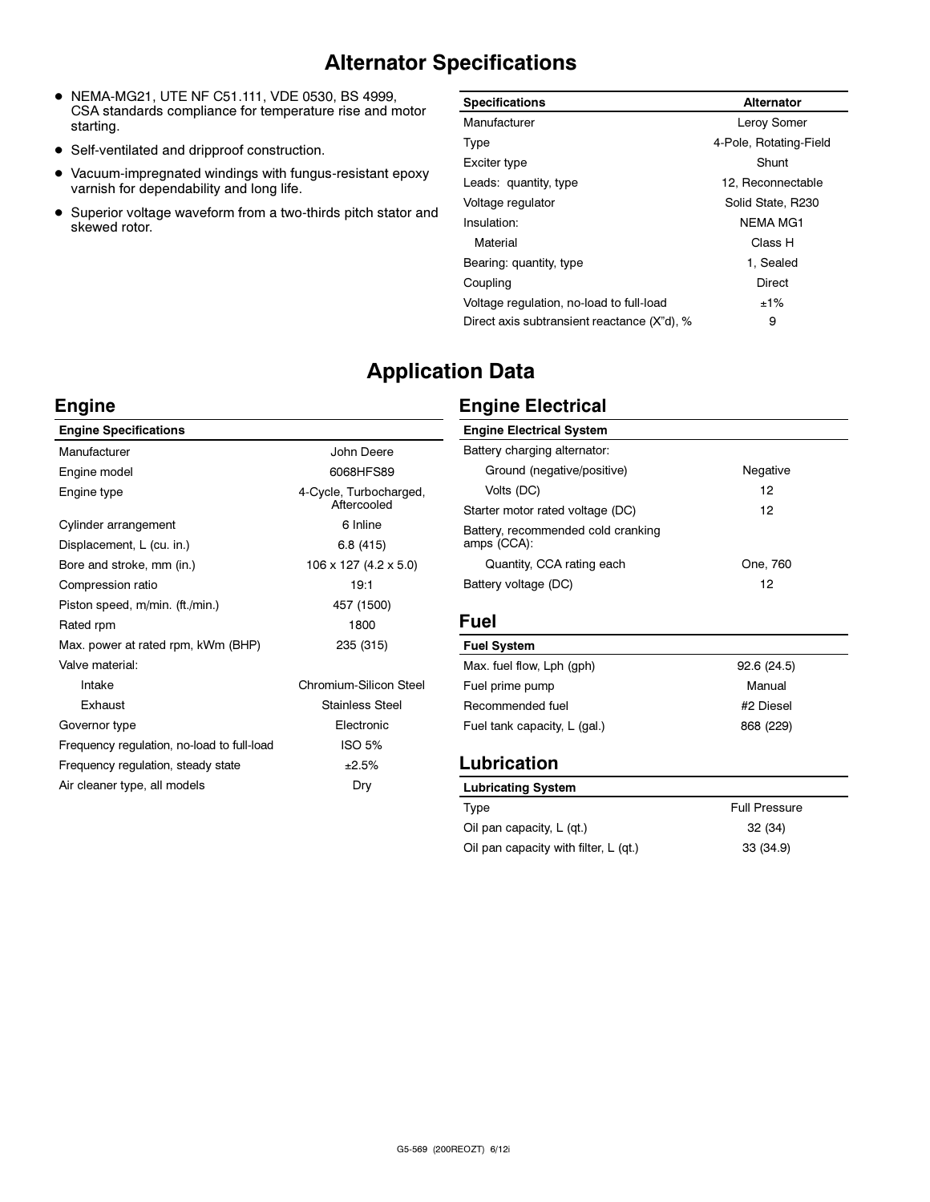# Alternator Specifications

- NEMA-MG21, UTE NF C51.111, VDE 0530, BS 4999, CSA standards compliance for temperature rise and motor starting.
- Self-ventilated and dripproof construction.
- Vacuum-impregnated windings with fungus-resistant epoxy varnish for dependability and long life.
- Superior voltage waveform from a two-thirds pitch stator and skewed rotor.

| Specifications | Alternator |
|---|---|
| Manufacturer | Leroy Somer |
| Type | 4-Pole, Rotating-Field |
| Exciter type | Shunt |
| Leads: quantity, type | 12, Reconnectable |
| Voltage regulator | Solid State, R230 |
| Insulation: | NEMA MG1 |
| Material | Class H |
| Bearing: quantity, type | 1, Sealed |
| Coupling | Direct |
| Voltage regulation, no-load to full-load | ±1% |
| Direct axis subtransient reactance (X"d), % | 9 |

# Application Data

## Engine

| Engine Specifications | |
|---|---|
| Manufacturer | John Deere |
| Engine model | 6068HFS89 |
| Engine type | 4-Cycle, Turbocharged, Aftercooled |
| Cylinder arrangement | 6 Inline |
| Displacement, L (cu. in.) | 6.8 (415) |
| Bore and stroke, mm (in.) | 106 x 127 (4.2 x 5.0) |
| Compression ratio | 19:1 |
| Piston speed, m/min. (ft./min.) | 457 (1500) |
| Rated rpm | 1800 |
| Max. power at rated rpm, kWm (BHP) | 235 (315) |
| Valve material: | |
| Intake | Chromium-Silicon Steel |
| Exhaust | Stainless Steel |
| Governor type | Electronic |
| Frequency regulation, no-load to full-load | ISO 5% |
| Frequency regulation, steady state | ±2.5% |
| Air cleaner type, all models | Dry |

## Engine Electrical

| Engine Electrical System | |
|---|---|
| Battery charging alternator: | |
| Ground (negative/positive) | Negative |
| Volts (DC) | 12 |
| Starter motor rated voltage (DC) | 12 |
| Battery, recommended cold cranking amps (CCA): | |
| Quantity, CCA rating each | One, 760 |
| Battery voltage (DC) | 12 |

## Fuel

| Fuel System | |
|---|---|
| Max. fuel flow, Lph (gph) | 92.6 (24.5) |
| Fuel prime pump | Manual |
| Recommended fuel | #2 Diesel |
| Fuel tank capacity, L (gal.) | 868 (229) |

## Lubrication

| Lubricating System | |
|---|---|
| Type | Full Pressure |
| Oil pan capacity, L (qt.) | 32 (34) |
| Oil pan capacity with filter, L (qt.) | 33 (34.9) |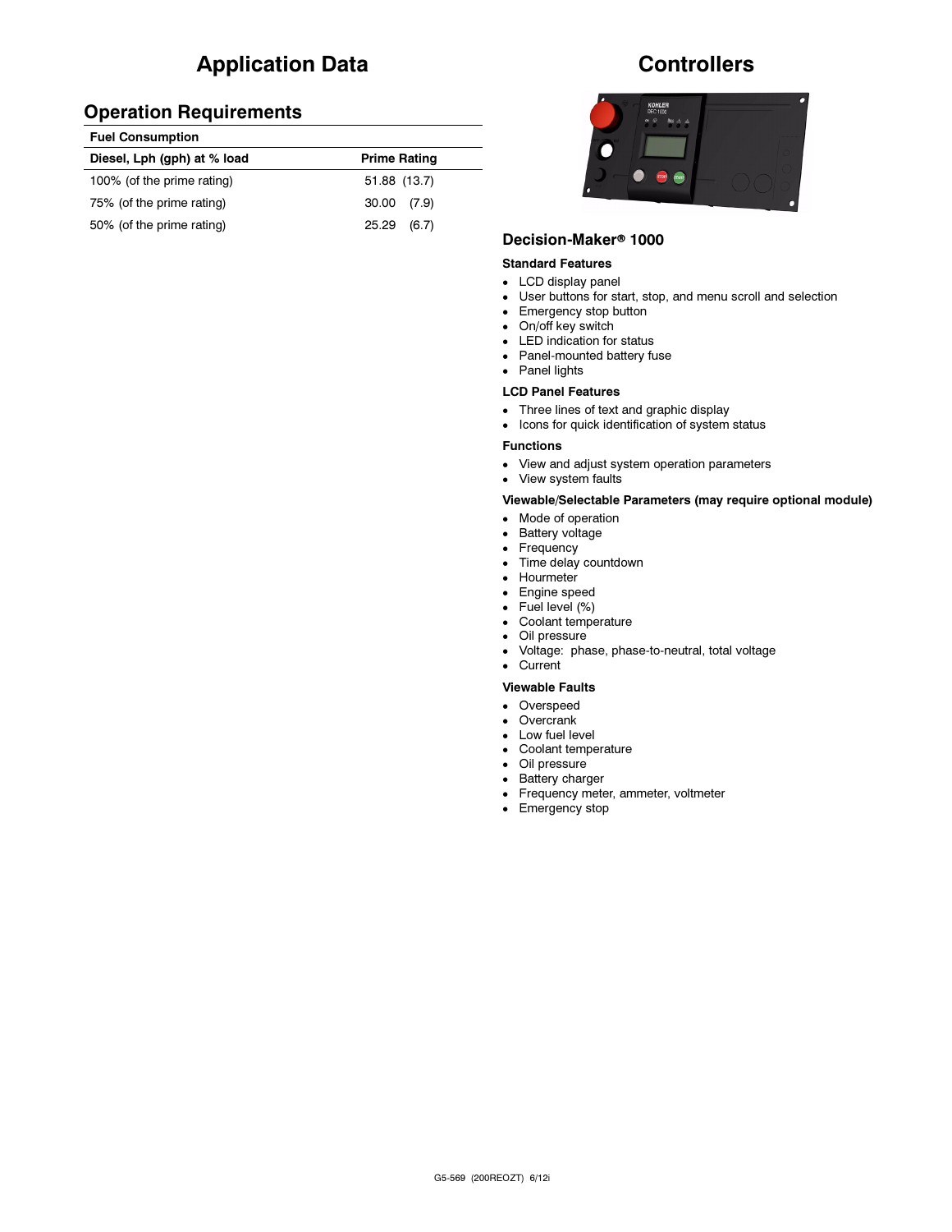# Application Data

## Operation Requirements

| Fuel Consumption | |
|---|---|
| **Diesel, Lph (gph) at % load** | **Prime Rating** |
| 100% (of the prime rating) | 51.88 (13.7) |
| 75% (of the prime rating) | 30.00 (7.9) |
| 50% (of the prime rating) | 25.29 (6.7) |

# Controllers

## Decision-Maker® 1000

### Standard Features

- LCD display panel
- User buttons for start, stop, and menu scroll and selection
- Emergency stop button
- On/off key switch
- LED indication for status
- Panel-mounted battery fuse
- Panel lights

### LCD Panel Features

- Three lines of text and graphic display
- Icons for quick identification of system status

### Functions

- View and adjust system operation parameters
- View system faults

### Viewable/Selectable Parameters (may require optional module)

- Mode of operation
- Battery voltage
- Frequency
- Time delay countdown
- Hourmeter
- Engine speed
- Fuel level (%)
- Coolant temperature
- Oil pressure
- Voltage: phase, phase-to-neutral, total voltage
- Current

### Viewable Faults

- Overspeed
- Overcrank
- Low fuel level
- Coolant temperature
- Oil pressure
- Battery charger
- Frequency meter, ammeter, voltmeter
- Emergency stop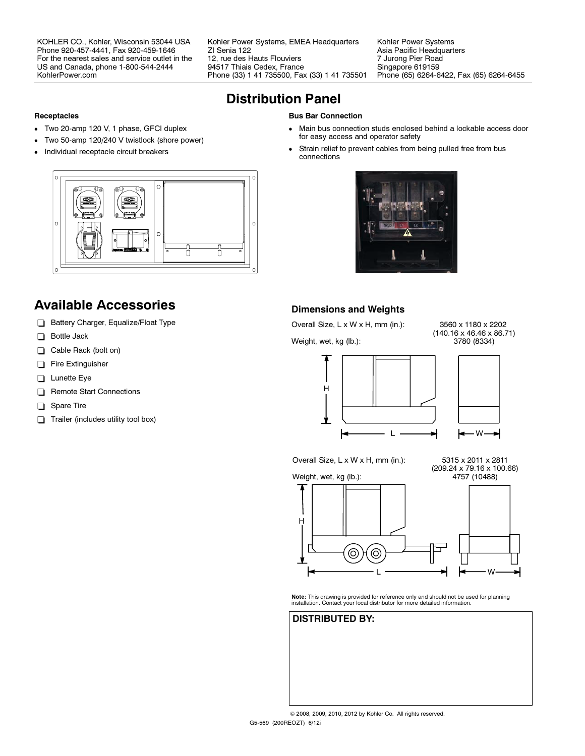KOHLER CO., Kohler, Wisconsin 53044 USA
Phone 920-457-4441, Fax 920-459-1646
For the nearest sales and service outlet in the US and Canada, phone 1-800-544-2444
KohlerPower.com

Kohler Power Systems, EMEA Headquarters
ZI Senia 122
12, rue des Hauts Flouviers
94517 Thiais Cedex, France
Phone (33) 1 41 735500, Fax (33) 1 41 735501

Kohler Power Systems
Asia Pacific Headquarters
7 Jurong Pier Road
Singapore 619159
Phone (65) 6264-6422, Fax (65) 6264-6455

# Distribution Panel

**Receptacles**

- Two 20-amp 120 V, 1 phase, GFCI duplex
- Two 50-amp 120/240 V twistlock (shore power)
- Individual receptacle circuit breakers

**Bus Bar Connection**

- Main bus connection studs enclosed behind a lockable access door for easy access and operator safety
- Strain relief to prevent cables from being pulled free from bus connections

## Available Accessories

- ❑ Battery Charger, Equalize/Float Type
- ❑ Bottle Jack
- ❑ Cable Rack (bolt on)
- ❑ Fire Extinguisher
- ❑ Lunette Eye
- ❑ Remote Start Connections
- ❑ Spare Tire
- ❑ Trailer (includes utility tool box)

### Dimensions and Weights

| | |
|---|---|
| Overall Size, L x W x H, mm (in.): | 3560 x 1180 x 2202 (140.16 x 46.46 x 86.71) |
| Weight, wet, kg (lb.): | 3780 (8334) |

H

L

W

| | |
|---|---|
| Overall Size, L x W x H, mm (in.): | 5315 x 2011 x 2811 (209.24 x 79.16 x 100.66) |
| Weight, wet, kg (lb.): | 4757 (10488) |

H

L

W

**Note:** This drawing is provided for reference only and should not be used for planning installation. Contact your local distributor for more detailed information.

**DISTRIBUTED BY:**

© 2008, 2009, 2010, 2012 by Kohler Co. All rights reserved.

G5-569 (200REOZT) 6/12i